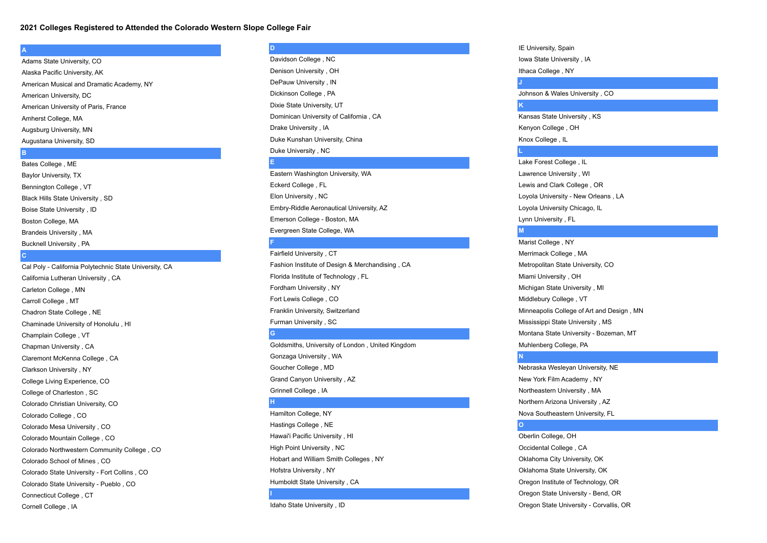# 2021 Colleges Registered to Attended the Colorado Western Slope College Fair

## A

- Adams State University, CO
- Alaska Pacific University, AK
- American Musical and Dramatic Academy, NY
- American University, DC
- American University of Paris, France
- Amherst College, MA
- Augsburg University, MN
- Augustana University, SD

## B

- Bates College , ME
- Baylor University, TX
- Bennington College , VT
- Black Hills State University , SD
- Boise State University , ID
- Boston College, MA
- Brandeis University , MA
- Bucknell University , PA

## C

- Cal Poly - California Polytechnic State University, CA
- California Lutheran University , CA
- Carleton College , MN
- Carroll College , MT
- Chadron State College , NE
- Chaminade University of Honolulu , HI
- Champlain College , VT
- Chapman University , CA
- Claremont McKenna College , CA
- Clarkson University , NY
- College Living Experience, CO
- College of Charleston , SC
- Colorado Christian University, CO
- Colorado College , CO
- Colorado Mesa University , CO
- Colorado Mountain College , CO
- Colorado Northwestern Community College , CO
- Colorado School of Mines , CO
- Colorado State University - Fort Collins , CO
- Colorado State University - Pueblo , CO
- Connecticut College , CT
- Cornell College , IA

## D

- Davidson College , NC
- Denison University , OH
- DePauw University , IN
- Dickinson College , PA
- Dixie State University, UT
- Dominican University of California , CA
- Drake University , IA
- Duke Kunshan University, China
- Duke University , NC

## E

- Eastern Washington University, WA
- Eckerd College , FL
- Elon University , NC
- Embry-Riddle Aeronautical University, AZ
- Emerson College - Boston, MA
- Evergreen State College, WA

## F

- Fairfield University , CT
- Fashion Institute of Design & Merchandising , CA
- Florida Institute of Technology , FL
- Fordham University , NY
- Fort Lewis College , CO
- Franklin University, Switzerland
- Furman University , SC

## G

- Goldsmiths, University of London , United Kingdom
- Gonzaga University , WA
- Goucher College , MD
- Grand Canyon University , AZ
- Grinnell College , IA

## H

- Hamilton College, NY
- Hastings College , NE
- Hawai'i Pacific University , HI
- High Point University , NC
- Hobart and William Smith Colleges , NY
- Hofstra University , NY
- Humboldt State University , CA

## I

- Idaho State University , ID
- IE University, Spain
- Iowa State University , IA
- Ithaca College , NY

## J

- Johnson & Wales University , CO

## K

- Kansas State University , KS
- Kenyon College , OH
- Knox College , IL

## L

- Lake Forest College , IL
- Lawrence University , WI
- Lewis and Clark College , OR
- Loyola University - New Orleans , LA
- Loyola University Chicago, IL
- Lynn University , FL

## M

- Marist College , NY
- Merrimack College , MA
- Metropolitan State University, CO
- Miami University , OH
- Michigan State University , MI
- Middlebury College , VT
- Minneapolis College of Art and Design , MN
- Mississippi State University , MS
- Montana State University - Bozeman, MT
- Muhlenberg College, PA

## N

- Nebraska Wesleyan University, NE
- New York Film Academy , NY
- Northeastern University , MA
- Northern Arizona University , AZ
- Nova Southeastern University, FL

## O

- Oberlin College, OH
- Occidental College , CA
- Oklahoma City University, OK
- Oklahoma State University, OK
- Oregon Institute of Technology, OR
- Oregon State University - Bend, OR
- Oregon State University - Corvallis, OR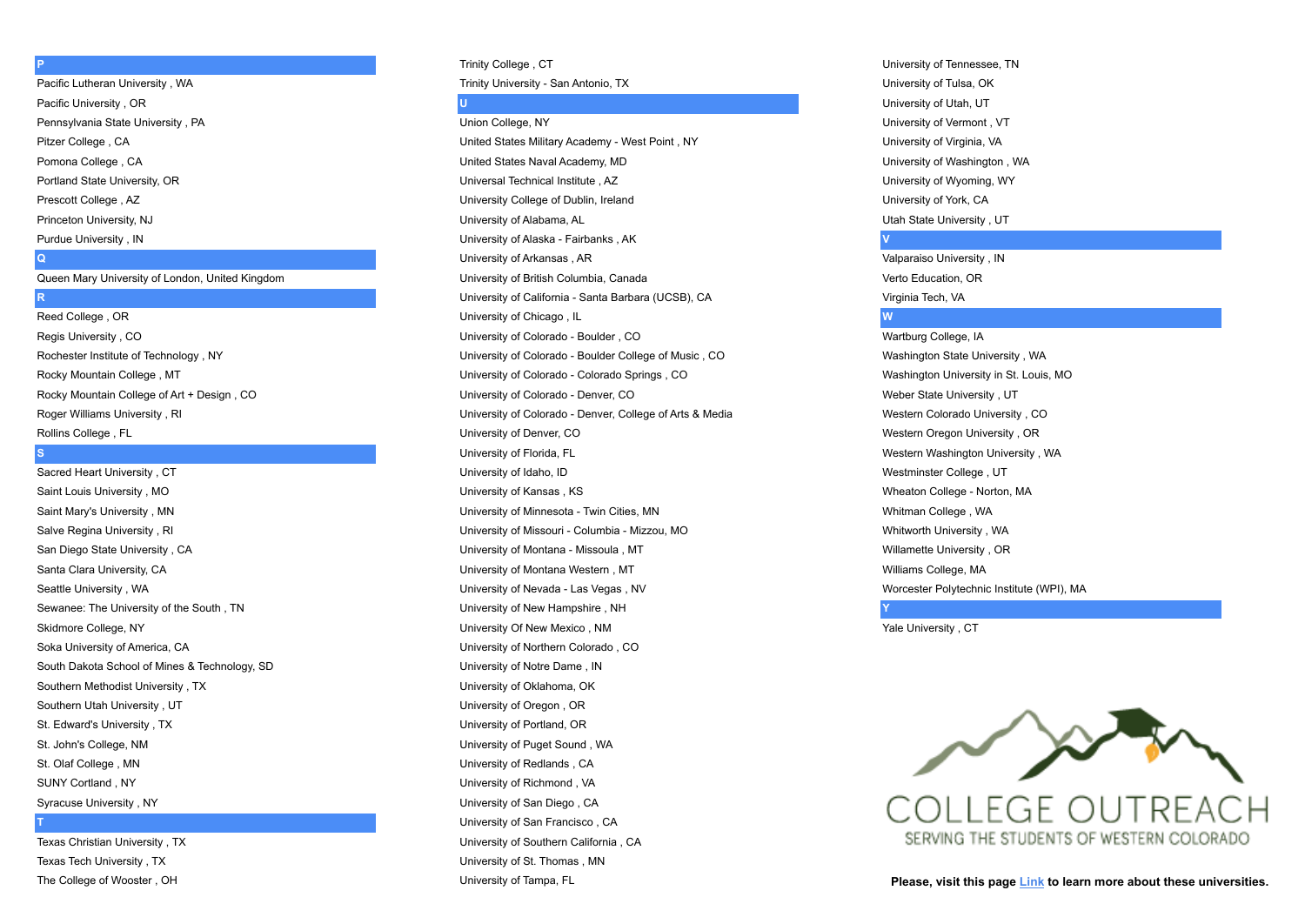## P

Pacific Lutheran University , WA

Pacific University , OR

Pennsylvania State University , PA

Pitzer College , CA

Pomona College , CA

Portland State University, OR

Prescott College , AZ

Princeton University, NJ

Purdue University , IN

## Q

Queen Mary University of London, United Kingdom

## R

Reed College , OR

Regis University , CO

Rochester Institute of Technology , NY

Rocky Mountain College , MT

Rocky Mountain College of Art + Design , CO

Roger Williams University , RI

Rollins College , FL

## S

Sacred Heart University , CT

Saint Louis University , MO

Saint Mary's University , MN

Salve Regina University , RI

San Diego State University , CA

Santa Clara University, CA

Seattle University , WA

Sewanee: The University of the South , TN

Skidmore College, NY

Soka University of America, CA

South Dakota School of Mines & Technology, SD

Southern Methodist University , TX

Southern Utah University , UT

St. Edward's University , TX

St. John's College, NM

St. Olaf College , MN

SUNY Cortland , NY

Syracuse University , NY

## T

Texas Christian University , TX

Texas Tech University , TX

The College of Wooster , OH

Trinity College , CT

Trinity University - San Antonio, TX

## U

Union College, NY

United States Military Academy - West Point , NY

United States Naval Academy, MD

Universal Technical Institute , AZ

University College of Dublin, Ireland

University of Alabama, AL

University of Alaska - Fairbanks , AK

University of Arkansas , AR

University of British Columbia, Canada

University of California - Santa Barbara (UCSB), CA

University of Chicago , IL

University of Colorado - Boulder , CO

University of Colorado - Boulder College of Music , CO

University of Colorado - Colorado Springs , CO

University of Colorado - Denver, CO

University of Colorado - Denver, College of Arts & Media

University of Denver, CO

University of Florida, FL

University of Idaho, ID

University of Kansas , KS

University of Minnesota - Twin Cities, MN

University of Missouri - Columbia - Mizzou, MO

University of Montana - Missoula , MT

University of Montana Western , MT

University of Nevada - Las Vegas , NV

University of New Hampshire , NH

University Of New Mexico , NM

University of Northern Colorado , CO

University of Notre Dame , IN

University of Oklahoma, OK

University of Oregon , OR

University of Portland, OR

University of Puget Sound , WA

University of Redlands , CA

University of Richmond , VA

University of San Diego , CA

University of San Francisco , CA

University of Southern California , CA

University of St. Thomas , MN

University of Tampa, FL

University of Tennessee, TN

University of Tulsa, OK

University of Utah, UT

University of Vermont , VT

University of Virginia, VA

University of Washington , WA

University of Wyoming, WY

University of York, CA

Utah State University , UT

## V

Valparaiso University , IN

Verto Education, OR

Virginia Tech, VA

## W

Wartburg College, IA

Washington State University , WA

Washington University in St. Louis, MO

Weber State University , UT

Western Colorado University , CO

Western Oregon University , OR

Western Washington University , WA

Westminster College , UT

Wheaton College - Norton, MA

Whitman College , WA

Whitworth University , WA

Willamette University , OR

Williams College, MA

Worcester Polytechnic Institute (WPI), MA

## Y

Yale University , CT

COLLEGE OUTREACH

SERVING THE STUDENTS OF WESTERN COLORADO

**Please, visit this page Link to learn more about these universities.**